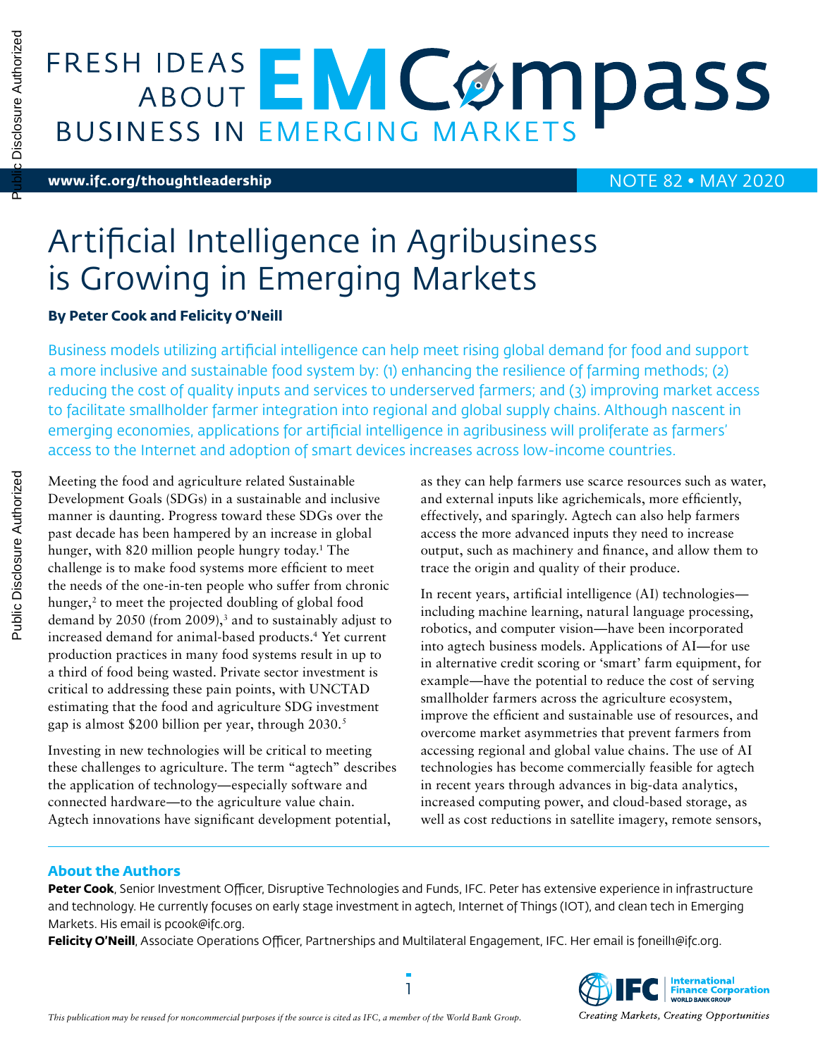# FRESH IDEAS ABOUT BUSINESS IN EMERGING MARKETS — EMCompass

**www.ifc.org/thoughtleadership** NOTE 82 • MAY 2020

# Artificial Intelligence in Agribusiness is Growing in Emerging Markets

**By Peter Cook and Felicity O'Neill**

Business models utilizing artificial intelligence can help meet rising global demand for food and support a more inclusive and sustainable food system by: (1) enhancing the resilience of farming methods; (2) reducing the cost of quality inputs and services to underserved farmers; and (3) improving market access to facilitate smallholder farmer integration into regional and global supply chains. Although nascent in emerging economies, applications for artificial intelligence in agribusiness will proliferate as farmers' access to the Internet and adoption of smart devices increases across low-income countries.

Meeting the food and agriculture related Sustainable Development Goals (SDGs) in a sustainable and inclusive manner is daunting. Progress toward these SDGs over the past decade has been hampered by an increase in global hunger, with 820 million people hungry today.[1] The challenge is to make food systems more efficient to meet the needs of the one-in-ten people who suffer from chronic hunger,[2] to meet the projected doubling of global food demand by 2050 (from 2009),[3] and to sustainably adjust to increased demand for animal-based products.[4] Yet current production practices in many food systems result in up to a third of food being wasted. Private sector investment is critical to addressing these pain points, with UNCTAD estimating that the food and agriculture SDG investment gap is almost $200 billion per year, through 2030.[5]

Investing in new technologies will be critical to meeting these challenges to agriculture. The term "agtech" describes the application of technology—especially software and connected hardware—to the agriculture value chain. Agtech innovations have significant development potential, as they can help farmers use scarce resources such as water, and external inputs like agrichemicals, more efficiently, effectively, and sparingly. Agtech can also help farmers access the more advanced inputs they need to increase output, such as machinery and finance, and allow them to trace the origin and quality of their produce.

In recent years, artificial intelligence (AI) technologies—including machine learning, natural language processing, robotics, and computer vision—have been incorporated into agtech business models. Applications of AI—for use in alternative credit scoring or 'smart' farm equipment, for example—have the potential to reduce the cost of serving smallholder farmers across the agriculture ecosystem, improve the efficient and sustainable use of resources, and overcome market asymmetries that prevent farmers from accessing regional and global value chains. The use of AI technologies has become commercially feasible for agtech in recent years through advances in big-data analytics, increased computing power, and cloud-based storage, as well as cost reductions in satellite imagery, remote sensors,

---

**About the Authors**

**Peter Cook**, Senior Investment Officer, Disruptive Technologies and Funds, IFC. Peter has extensive experience in infrastructure and technology. He currently focuses on early stage investment in agtech, Internet of Things (IOT), and clean tech in Emerging Markets. His email is pcook@ifc.org.

**Felicity O'Neill**, Associate Operations Officer, Partnerships and Multilateral Engagement, IFC. Her email is foneill1@ifc.org.

*This publication may be reused for noncommercial purposes if the source is cited as IFC, a member of the World Bank Group.*

International Finance Corporation, World Bank Group — *Creating Markets, Creating Opportunities*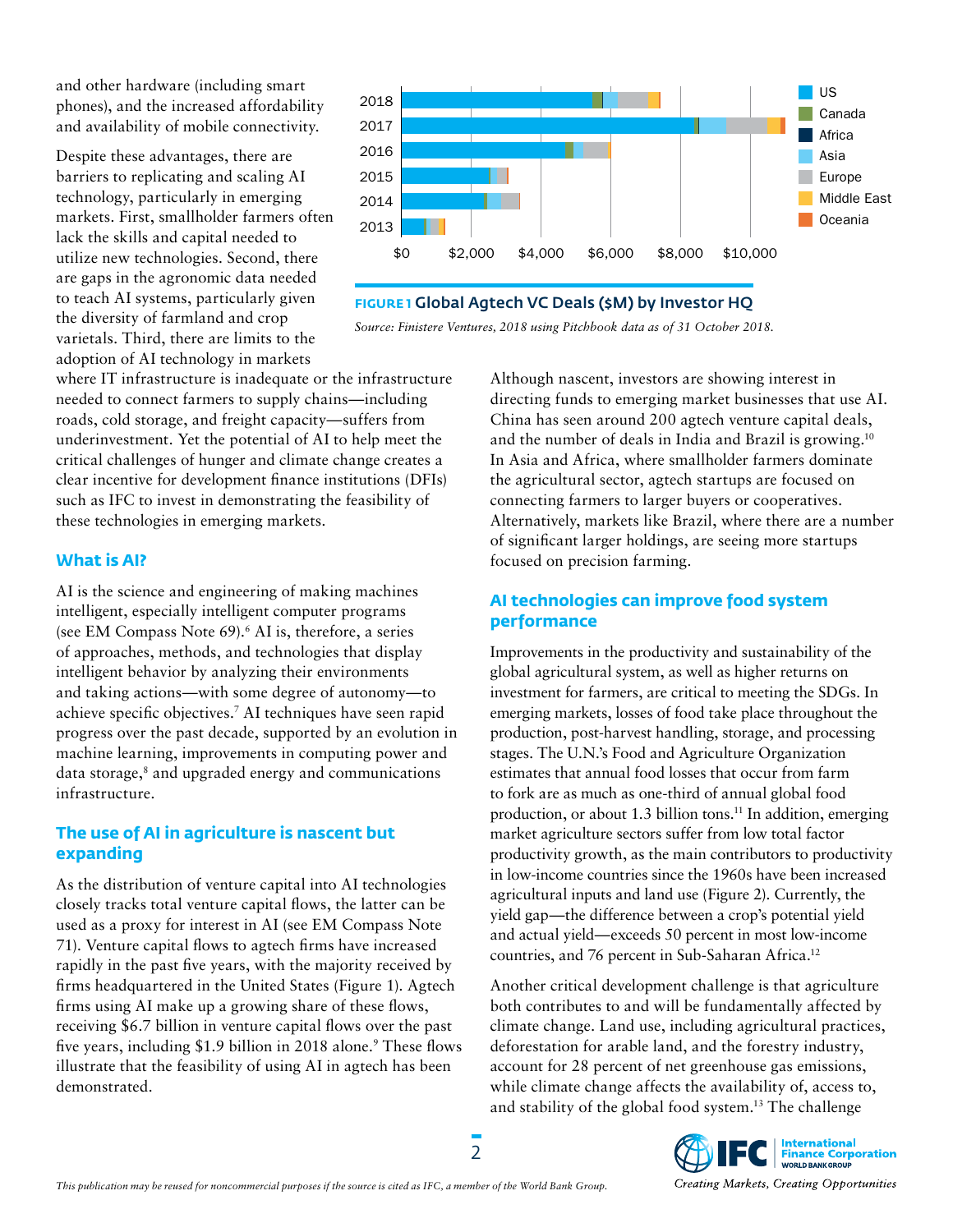and other hardware (including smart phones), and the increased affordability and availability of mobile connectivity.

Despite these advantages, there are barriers to replicating and scaling AI technology, particularly in emerging markets. First, smallholder farmers often lack the skills and capital needed to utilize new technologies. Second, there are gaps in the agronomic data needed to teach AI systems, particularly given the diversity of farmland and crop varietals. Third, there are limits to the adoption of AI technology in markets where IT infrastructure is inadequate or the infrastructure needed to connect farmers to supply chains—including roads, cold storage, and freight capacity—suffers from underinvestment. Yet the potential of AI to help meet the critical challenges of hunger and climate change creates a clear incentive for development finance institutions (DFIs) such as IFC to invest in demonstrating the feasibility of these technologies in emerging markets.

**FIGURE 1 Global Agtech VC Deals ($M) by Investor HQ**

*Source: Finistere Ventures, 2018 using Pitchbook data as of 31 October 2018.*

## What is AI?

AI is the science and engineering of making machines intelligent, especially intelligent computer programs (see EM Compass Note 69).[6] AI is, therefore, a series of approaches, methods, and technologies that display intelligent behavior by analyzing their environments and taking actions—with some degree of autonomy—to achieve specific objectives.[7] AI techniques have seen rapid progress over the past decade, supported by an evolution in machine learning, improvements in computing power and data storage,[8] and upgraded energy and communications infrastructure.

## The use of AI in agriculture is nascent but expanding

As the distribution of venture capital into AI technologies closely tracks total venture capital flows, the latter can be used as a proxy for interest in AI (see EM Compass Note 71). Venture capital flows to agtech firms have increased rapidly in the past five years, with the majority received by firms headquartered in the United States (Figure 1). Agtech firms using AI make up a growing share of these flows, receiving $6.7 billion in venture capital flows over the past five years, including $1.9 billion in 2018 alone.[9] These flows illustrate that the feasibility of using AI in agtech has been demonstrated.

Although nascent, investors are showing interest in directing funds to emerging market businesses that use AI. China has seen around 200 agtech venture capital deals, and the number of deals in India and Brazil is growing.[10] In Asia and Africa, where smallholder farmers dominate the agricultural sector, agtech startups are focused on connecting farmers to larger buyers or cooperatives. Alternatively, markets like Brazil, where there are a number of significant larger holdings, are seeing more startups focused on precision farming.

## AI technologies can improve food system performance

Improvements in the productivity and sustainability of the global agricultural system, as well as higher returns on investment for farmers, are critical to meeting the SDGs. In emerging markets, losses of food take place throughout the production, post-harvest handling, storage, and processing stages. The U.N.'s Food and Agriculture Organization estimates that annual food losses that occur from farm to fork are as much as one-third of annual global food production, or about 1.3 billion tons.[11] In addition, emerging market agriculture sectors suffer from low total factor productivity growth, as the main contributors to productivity in low-income countries since the 1960s have been increased agricultural inputs and land use (Figure 2). Currently, the yield gap—the difference between a crop's potential yield and actual yield—exceeds 50 percent in most low-income countries, and 76 percent in Sub-Saharan Africa.[12]

Another critical development challenge is that agriculture both contributes to and will be fundamentally affected by climate change. Land use, including agricultural practices, deforestation for arable land, and the forestry industry, account for 28 percent of net greenhouse gas emissions, while climate change affects the availability of, access to, and stability of the global food system.[13] The challenge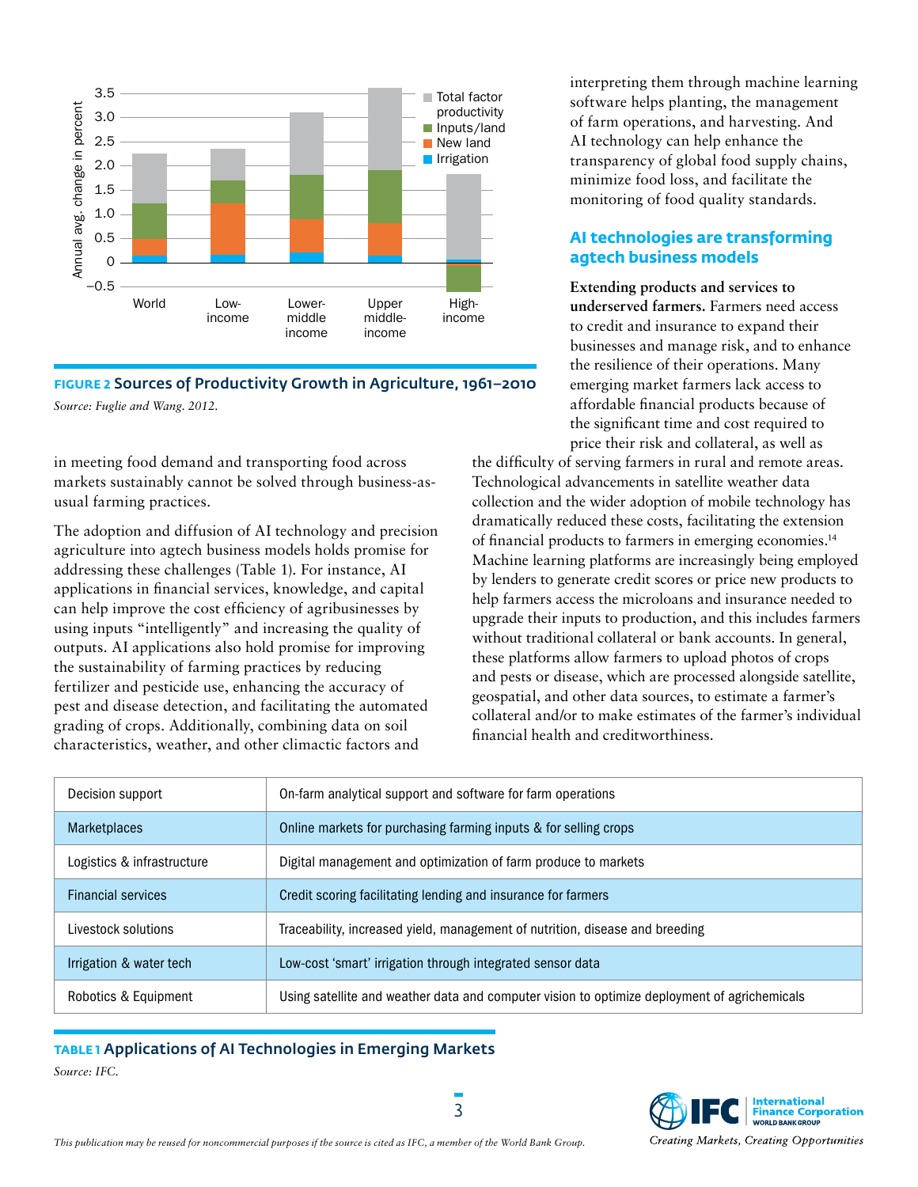**FIGURE 2** Sources of Productivity Growth in Agriculture, 1961–2010

*Source: Fuglie and Wang. 2012.*

in meeting food demand and transporting food across markets sustainably cannot be solved through business-as-usual farming practices.

The adoption and diffusion of AI technology and precision agriculture into agtech business models holds promise for addressing these challenges (Table 1). For instance, AI applications in financial services, knowledge, and capital can help improve the cost efficiency of agribusinesses by using inputs "intelligently" and increasing the quality of outputs. AI applications also hold promise for improving the sustainability of farming practices by reducing fertilizer and pesticide use, enhancing the accuracy of pest and disease detection, and facilitating the automated grading of crops. Additionally, combining data on soil characteristics, weather, and other climactic factors and interpreting them through machine learning software helps planting, the management of farm operations, and harvesting. And AI technology can help enhance the transparency of global food supply chains, minimize food loss, and facilitate the monitoring of food quality standards.

## AI technologies are transforming agtech business models

**Extending products and services to underserved farmers.** Farmers need access to credit and insurance to expand their businesses and manage risk, and to enhance the resilience of their operations. Many emerging market farmers lack access to affordable financial products because of the significant time and cost required to price their risk and collateral, as well as the difficulty of serving farmers in rural and remote areas. Technological advancements in satellite weather data collection and the wider adoption of mobile technology has dramatically reduced these costs, facilitating the extension of financial products to farmers in emerging economies.[14] Machine learning platforms are increasingly being employed by lenders to generate credit scores or price new products to help farmers access the microloans and insurance needed to upgrade their inputs to production, and this includes farmers without traditional collateral or bank accounts. In general, these platforms allow farmers to upload photos of crops and pests or disease, which are processed alongside satellite, geospatial, and other data sources, to estimate a farmer's collateral and/or to make estimates of the farmer's individual financial health and creditworthiness.

| Application | Description |
|---|---|
| Decision support | On-farm analytical support and software for farm operations |
| Marketplaces | Online markets for purchasing farming inputs & for selling crops |
| Logistics & infrastructure | Digital management and optimization of farm produce to markets |
| Financial services | Credit scoring facilitating lending and insurance for farmers |
| Livestock solutions | Traceability, increased yield, management of nutrition, disease and breeding |
| Irrigation & water tech | Low-cost 'smart' irrigation through integrated sensor data |
| Robotics & Equipment | Using satellite and weather data and computer vision to optimize deployment of agrichemicals |

**TABLE 1** Applications of AI Technologies in Emerging Markets

*Source: IFC.*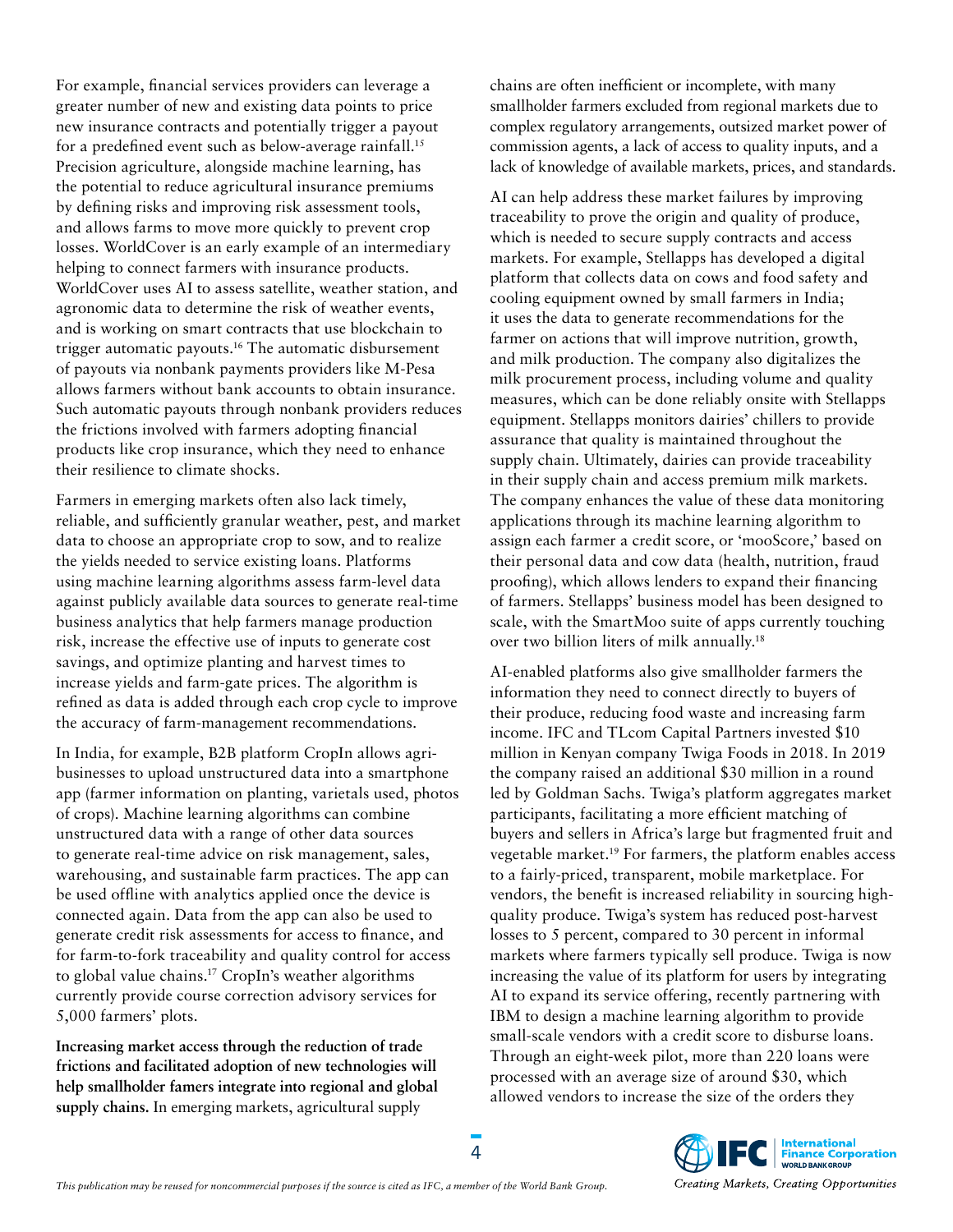For example, financial services providers can leverage a greater number of new and existing data points to price new insurance contracts and potentially trigger a payout for a predefined event such as below-average rainfall.[15] Precision agriculture, alongside machine learning, has the potential to reduce agricultural insurance premiums by defining risks and improving risk assessment tools, and allows farms to move more quickly to prevent crop losses. WorldCover is an early example of an intermediary helping to connect farmers with insurance products. WorldCover uses AI to assess satellite, weather station, and agronomic data to determine the risk of weather events, and is working on smart contracts that use blockchain to trigger automatic payouts.[16] The automatic disbursement of payouts via nonbank payments providers like M-Pesa allows farmers without bank accounts to obtain insurance. Such automatic payouts through nonbank providers reduces the frictions involved with farmers adopting financial products like crop insurance, which they need to enhance their resilience to climate shocks.

Farmers in emerging markets often also lack timely, reliable, and sufficiently granular weather, pest, and market data to choose an appropriate crop to sow, and to realize the yields needed to service existing loans. Platforms using machine learning algorithms assess farm-level data against publicly available data sources to generate real-time business analytics that help farmers manage production risk, increase the effective use of inputs to generate cost savings, and optimize planting and harvest times to increase yields and farm-gate prices. The algorithm is refined as data is added through each crop cycle to improve the accuracy of farm-management recommendations.

In India, for example, B2B platform CropIn allows agri-businesses to upload unstructured data into a smartphone app (farmer information on planting, varietals used, photos of crops). Machine learning algorithms can combine unstructured data with a range of other data sources to generate real-time advice on risk management, sales, warehousing, and sustainable farm practices. The app can be used offline with analytics applied once the device is connected again. Data from the app can also be used to generate credit risk assessments for access to finance, and for farm-to-fork traceability and quality control for access to global value chains.[17] CropIn's weather algorithms currently provide course correction advisory services for 5,000 farmers' plots.

**Increasing market access through the reduction of trade frictions and facilitated adoption of new technologies will help smallholder famers integrate into regional and global supply chains.** In emerging markets, agricultural supply chains are often inefficient or incomplete, with many smallholder farmers excluded from regional markets due to complex regulatory arrangements, outsized market power of commission agents, a lack of access to quality inputs, and a lack of knowledge of available markets, prices, and standards.

AI can help address these market failures by improving traceability to prove the origin and quality of produce, which is needed to secure supply contracts and access markets. For example, Stellapps has developed a digital platform that collects data on cows and food safety and cooling equipment owned by small farmers in India; it uses the data to generate recommendations for the farmer on actions that will improve nutrition, growth, and milk production. The company also digitalizes the milk procurement process, including volume and quality measures, which can be done reliably onsite with Stellapps equipment. Stellapps monitors dairies' chillers to provide assurance that quality is maintained throughout the supply chain. Ultimately, dairies can provide traceability in their supply chain and access premium milk markets. The company enhances the value of these data monitoring applications through its machine learning algorithm to assign each farmer a credit score, or 'mooScore,' based on their personal data and cow data (health, nutrition, fraud proofing), which allows lenders to expand their financing of farmers. Stellapps' business model has been designed to scale, with the SmartMoo suite of apps currently touching over two billion liters of milk annually.[18]

AI-enabled platforms also give smallholder farmers the information they need to connect directly to buyers of their produce, reducing food waste and increasing farm income. IFC and TLcom Capital Partners invested $10 million in Kenyan company Twiga Foods in 2018. In 2019 the company raised an additional $30 million in a round led by Goldman Sachs. Twiga's platform aggregates market participants, facilitating a more efficient matching of buyers and sellers in Africa's large but fragmented fruit and vegetable market.[19] For farmers, the platform enables access to a fairly-priced, transparent, mobile marketplace. For vendors, the benefit is increased reliability in sourcing high-quality produce. Twiga's system has reduced post-harvest losses to 5 percent, compared to 30 percent in informal markets where farmers typically sell produce. Twiga is now increasing the value of its platform for users by integrating AI to expand its service offering, recently partnering with IBM to design a machine learning algorithm to provide small-scale vendors with a credit score to disburse loans. Through an eight-week pilot, more than 220 loans were processed with an average size of around $30, which allowed vendors to increase the size of the orders they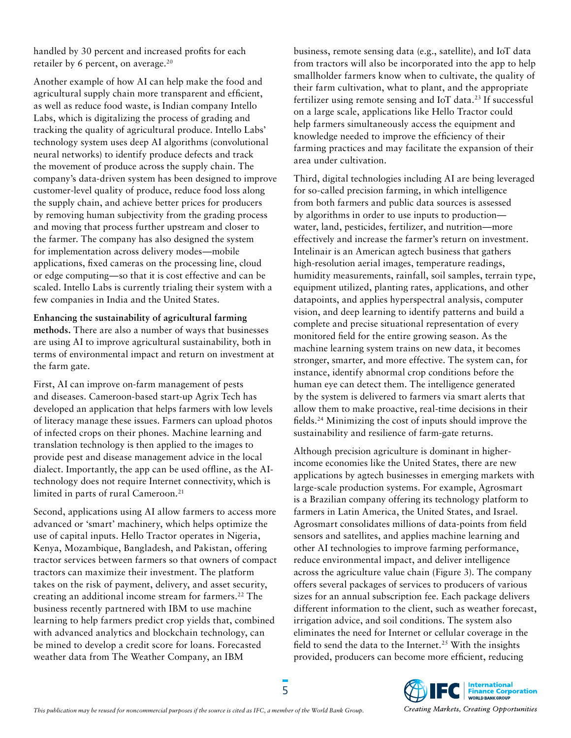handled by 30 percent and increased profits for each retailer by 6 percent, on average.[20]

Another example of how AI can help make the food and agricultural supply chain more transparent and efficient, as well as reduce food waste, is Indian company Intello Labs, which is digitalizing the process of grading and tracking the quality of agricultural produce. Intello Labs' technology system uses deep AI algorithms (convolutional neural networks) to identify produce defects and track the movement of produce across the supply chain. The company's data-driven system has been designed to improve customer-level quality of produce, reduce food loss along the supply chain, and achieve better prices for producers by removing human subjectivity from the grading process and moving that process further upstream and closer to the farmer. The company has also designed the system for implementation across delivery modes—mobile applications, fixed cameras on the processing line, cloud or edge computing—so that it is cost effective and can be scaled. Intello Labs is currently trialing their system with a few companies in India and the United States.

**Enhancing the sustainability of agricultural farming methods.** There are also a number of ways that businesses are using AI to improve agricultural sustainability, both in terms of environmental impact and return on investment at the farm gate.

First, AI can improve on-farm management of pests and diseases. Cameroon-based start-up Agrix Tech has developed an application that helps farmers with low levels of literacy manage these issues. Farmers can upload photos of infected crops on their phones. Machine learning and translation technology is then applied to the images to provide pest and disease management advice in the local dialect. Importantly, the app can be used offline, as the AI-technology does not require Internet connectivity, which is limited in parts of rural Cameroon.[21]

Second, applications using AI allow farmers to access more advanced or 'smart' machinery, which helps optimize the use of capital inputs. Hello Tractor operates in Nigeria, Kenya, Mozambique, Bangladesh, and Pakistan, offering tractor services between farmers so that owners of compact tractors can maximize their investment. The platform takes on the risk of payment, delivery, and asset security, creating an additional income stream for farmers.[22] The business recently partnered with IBM to use machine learning to help farmers predict crop yields that, combined with advanced analytics and blockchain technology, can be mined to develop a credit score for loans. Forecasted weather data from The Weather Company, an IBM business, remote sensing data (e.g., satellite), and IoT data from tractors will also be incorporated into the app to help smallholder farmers know when to cultivate, the quality of their farm cultivation, what to plant, and the appropriate fertilizer using remote sensing and IoT data.[23] If successful on a large scale, applications like Hello Tractor could help farmers simultaneously access the equipment and knowledge needed to improve the efficiency of their farming practices and may facilitate the expansion of their area under cultivation.

Third, digital technologies including AI are being leveraged for so-called precision farming, in which intelligence from both farmers and public data sources is assessed by algorithms in order to use inputs to production—water, land, pesticides, fertilizer, and nutrition—more effectively and increase the farmer's return on investment. Intelinair is an American agtech business that gathers high-resolution aerial images, temperature readings, humidity measurements, rainfall, soil samples, terrain type, equipment utilized, planting rates, applications, and other datapoints, and applies hyperspectral analysis, computer vision, and deep learning to identify patterns and build a complete and precise situational representation of every monitored field for the entire growing season. As the machine learning system trains on new data, it becomes stronger, smarter, and more effective. The system can, for instance, identify abnormal crop conditions before the human eye can detect them. The intelligence generated by the system is delivered to farmers via smart alerts that allow them to make proactive, real-time decisions in their fields.[24] Minimizing the cost of inputs should improve the sustainability and resilience of farm-gate returns.

Although precision agriculture is dominant in higher-income economies like the United States, there are new applications by agtech businesses in emerging markets with large-scale production systems. For example, Agrosmart is a Brazilian company offering its technology platform to farmers in Latin America, the United States, and Israel. Agrosmart consolidates millions of data-points from field sensors and satellites, and applies machine learning and other AI technologies to improve farming performance, reduce environmental impact, and deliver intelligence across the agriculture value chain (Figure 3). The company offers several packages of services to producers of various sizes for an annual subscription fee. Each package delivers different information to the client, such as weather forecast, irrigation advice, and soil conditions. The system also eliminates the need for Internet or cellular coverage in the field to send the data to the Internet.[25] With the insights provided, producers can become more efficient, reducing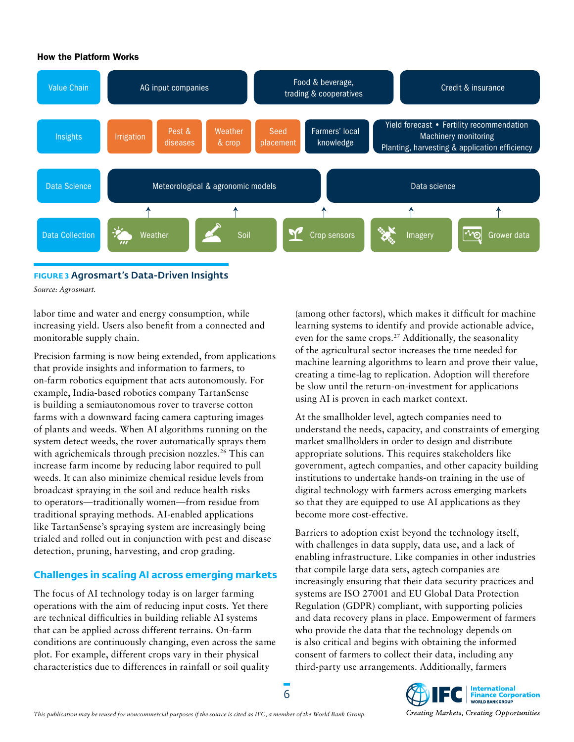**How the Platform Works**

| Value Chain | AG input companies | Food & beverage, trading & cooperatives | Credit & insurance |
|---|---|---|---|
| Insights | Irrigation; Pest & diseases; Weather & crop; Seed placement; Farmers' local knowledge | | Yield forecast • Fertility recommendation; Machinery monitoring; Planting, harvesting & application efficiency |
| Data Science | Meteorological & agronomic models | | Data science |
| Data Collection | Weather; Soil; Crop sensors; Imagery; Grower data | | |

**FIGURE 3 Agrosmart's Data-Driven Insights**

*Source: Agrosmart.*

labor time and water and energy consumption, while increasing yield. Users also benefit from a connected and monitorable supply chain.

Precision farming is now being extended, from applications that provide insights and information to farmers, to on-farm robotics equipment that acts autonomously. For example, India-based robotics company TartanSense is building a semiautonomous rover to traverse cotton farms with a downward facing camera capturing images of plants and weeds. When AI algorithms running on the system detect weeds, the rover automatically sprays them with agrichemicals through precision nozzles.[26] This can increase farm income by reducing labor required to pull weeds. It can also minimize chemical residue levels from broadcast spraying in the soil and reduce health risks to operators—traditionally women—from residue from traditional spraying methods. AI-enabled applications like TartanSense's spraying system are increasingly being trialed and rolled out in conjunction with pest and disease detection, pruning, harvesting, and crop grading.

## Challenges in scaling AI across emerging markets

The focus of AI technology today is on larger farming operations with the aim of reducing input costs. Yet there are technical difficulties in building reliable AI systems that can be applied across different terrains. On-farm conditions are continuously changing, even across the same plot. For example, different crops vary in their physical characteristics due to differences in rainfall or soil quality (among other factors), which makes it difficult for machine learning systems to identify and provide actionable advice, even for the same crops.[27] Additionally, the seasonality of the agricultural sector increases the time needed for machine learning algorithms to learn and prove their value, creating a time-lag to replication. Adoption will therefore be slow until the return-on-investment for applications using AI is proven in each market context.

At the smallholder level, agtech companies need to understand the needs, capacity, and constraints of emerging market smallholders in order to design and distribute appropriate solutions. This requires stakeholders like government, agtech companies, and other capacity building institutions to undertake hands-on training in the use of digital technology with farmers across emerging markets so that they are equipped to use AI applications as they become more cost-effective.

Barriers to adoption exist beyond the technology itself, with challenges in data supply, data use, and a lack of enabling infrastructure. Like companies in other industries that compile large data sets, agtech companies are increasingly ensuring that their data security practices and systems are ISO 27001 and EU Global Data Protection Regulation (GDPR) compliant, with supporting policies and data recovery plans in place. Empowerment of farmers who provide the data that the technology depends on is also critical and begins with obtaining the informed consent of farmers to collect their data, including any third-party use arrangements. Additionally, farmers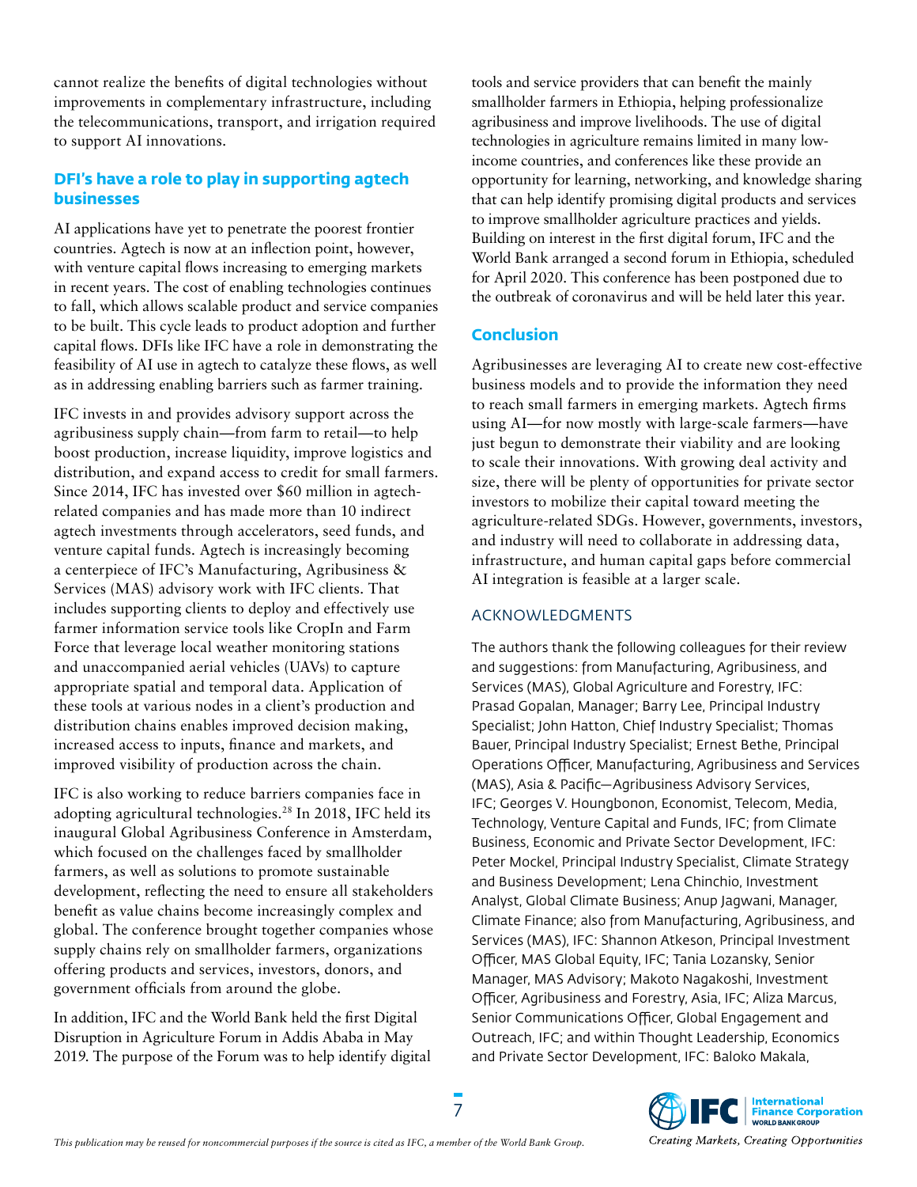cannot realize the benefits of digital technologies without improvements in complementary infrastructure, including the telecommunications, transport, and irrigation required to support AI innovations.

## DFI's have a role to play in supporting agtech businesses

AI applications have yet to penetrate the poorest frontier countries. Agtech is now at an inflection point, however, with venture capital flows increasing to emerging markets in recent years. The cost of enabling technologies continues to fall, which allows scalable product and service companies to be built. This cycle leads to product adoption and further capital flows. DFIs like IFC have a role in demonstrating the feasibility of AI use in agtech to catalyze these flows, as well as in addressing enabling barriers such as farmer training.

IFC invests in and provides advisory support across the agribusiness supply chain—from farm to retail—to help boost production, increase liquidity, improve logistics and distribution, and expand access to credit for small farmers. Since 2014, IFC has invested over $60 million in agtech-related companies and has made more than 10 indirect agtech investments through accelerators, seed funds, and venture capital funds. Agtech is increasingly becoming a centerpiece of IFC's Manufacturing, Agribusiness & Services (MAS) advisory work with IFC clients. That includes supporting clients to deploy and effectively use farmer information service tools like CropIn and Farm Force that leverage local weather monitoring stations and unaccompanied aerial vehicles (UAVs) to capture appropriate spatial and temporal data. Application of these tools at various nodes in a client's production and distribution chains enables improved decision making, increased access to inputs, finance and markets, and improved visibility of production across the chain.

IFC is also working to reduce barriers companies face in adopting agricultural technologies.[28] In 2018, IFC held its inaugural Global Agribusiness Conference in Amsterdam, which focused on the challenges faced by smallholder farmers, as well as solutions to promote sustainable development, reflecting the need to ensure all stakeholders benefit as value chains become increasingly complex and global. The conference brought together companies whose supply chains rely on smallholder farmers, organizations offering products and services, investors, donors, and government officials from around the globe.

In addition, IFC and the World Bank held the first Digital Disruption in Agriculture Forum in Addis Ababa in May 2019. The purpose of the Forum was to help identify digital tools and service providers that can benefit the mainly smallholder farmers in Ethiopia, helping professionalize agribusiness and improve livelihoods. The use of digital technologies in agriculture remains limited in many low-income countries, and conferences like these provide an opportunity for learning, networking, and knowledge sharing that can help identify promising digital products and services to improve smallholder agriculture practices and yields. Building on interest in the first digital forum, IFC and the World Bank arranged a second forum in Ethiopia, scheduled for April 2020. This conference has been postponed due to the outbreak of coronavirus and will be held later this year.

## Conclusion

Agribusinesses are leveraging AI to create new cost-effective business models and to provide the information they need to reach small farmers in emerging markets. Agtech firms using AI—for now mostly with large-scale farmers—have just begun to demonstrate their viability and are looking to scale their innovations. With growing deal activity and size, there will be plenty of opportunities for private sector investors to mobilize their capital toward meeting the agriculture-related SDGs. However, governments, investors, and industry will need to collaborate in addressing data, infrastructure, and human capital gaps before commercial AI integration is feasible at a larger scale.

### ACKNOWLEDGMENTS

The authors thank the following colleagues for their review and suggestions: from Manufacturing, Agribusiness, and Services (MAS), Global Agriculture and Forestry, IFC: Prasad Gopalan, Manager; Barry Lee, Principal Industry Specialist; John Hatton, Chief Industry Specialist; Thomas Bauer, Principal Industry Specialist; Ernest Bethe, Principal Operations Officer, Manufacturing, Agribusiness and Services (MAS), Asia & Pacific—Agribusiness Advisory Services, IFC; Georges V. Houngbonon, Economist, Telecom, Media, Technology, Venture Capital and Funds, IFC; from Climate Business, Economic and Private Sector Development, IFC: Peter Mockel, Principal Industry Specialist, Climate Strategy and Business Development; Lena Chinchio, Investment Analyst, Global Climate Business; Anup Jagwani, Manager, Climate Finance; also from Manufacturing, Agribusiness, and Services (MAS), IFC: Shannon Atkeson, Principal Investment Officer, MAS Global Equity, IFC; Tania Lozansky, Senior Manager, MAS Advisory; Makoto Nagakoshi, Investment Officer, Agribusiness and Forestry, Asia, IFC; Aliza Marcus, Senior Communications Officer, Global Engagement and Outreach, IFC; and within Thought Leadership, Economics and Private Sector Development, IFC: Baloko Makala,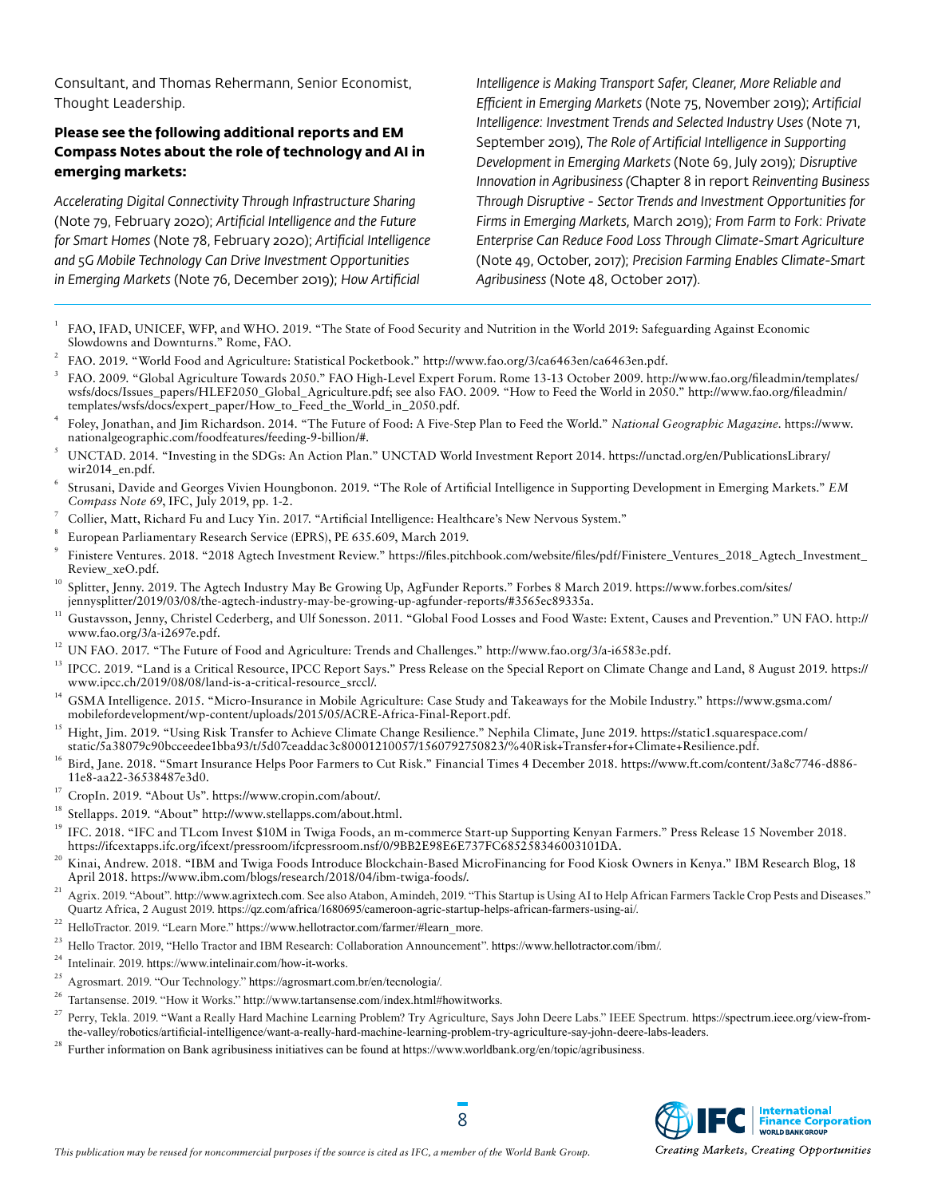Consultant, and Thomas Rehermann, Senior Economist, Thought Leadership.

**Please see the following additional reports and EM Compass Notes about the role of technology and AI in emerging markets:**

*Accelerating Digital Connectivity Through Infrastructure Sharing* (Note 79, February 2020); *Artificial Intelligence and the Future for Smart Homes* (Note 78, February 2020); *Artificial Intelligence and 5G Mobile Technology Can Drive Investment Opportunities in Emerging Markets* (Note 76, December 2019); *How Artificial Intelligence is Making Transport Safer, Cleaner, More Reliable and Efficient in Emerging Markets* (Note 75, November 2019); *Artificial Intelligence: Investment Trends and Selected Industry Uses* (Note 71, September 2019), *The Role of Artificial Intelligence in Supporting Development in Emerging Markets* (Note 69, July 2019)*; Disruptive Innovation in Agribusiness* (Chapter 8 in report *Reinventing Business Through Disruptive - Sector Trends and Investment Opportunities for Firms in Emerging Markets,* March 2019)*; From Farm to Fork: Private Enterprise Can Reduce Food Loss Through Climate-Smart Agriculture* (Note 49, October, 2017); *Precision Farming Enables Climate-Smart Agribusiness* (Note 48, October 2017).

---

[1] FAO, IFAD, UNICEF, WFP, and WHO. 2019. "The State of Food Security and Nutrition in the World 2019: Safeguarding Against Economic Slowdowns and Downturns." Rome, FAO.

[2] FAO. 2019. "World Food and Agriculture: Statistical Pocketbook." http://www.fao.org/3/ca6463en/ca6463en.pdf.

[3] FAO. 2009. "Global Agriculture Towards 2050." FAO High-Level Expert Forum. Rome 13-13 October 2009. http://www.fao.org/fileadmin/templates/wsfs/docs/Issues_papers/HLEF2050_Global_Agriculture.pdf; see also FAO. 2009. "How to Feed the World in 2050." http://www.fao.org/fileadmin/templates/wsfs/docs/expert_paper/How_to_Feed_the_World_in_2050.pdf.

[4] Foley, Jonathan, and Jim Richardson. 2014. "The Future of Food: A Five-Step Plan to Feed the World." *National Geographic Magazine*. https://www.nationalgeographic.com/foodfeatures/feeding-9-billion/#.

[5] UNCTAD. 2014. "Investing in the SDGs: An Action Plan." UNCTAD World Investment Report 2014. https://unctad.org/en/PublicationsLibrary/wir2014_en.pdf.

[6] Strusani, Davide and Georges Vivien Houngbonon. 2019. "The Role of Artificial Intelligence in Supporting Development in Emerging Markets." *EM Compass Note 69*, IFC, July 2019, pp. 1-2.

[7] Collier, Matt, Richard Fu and Lucy Yin. 2017. "Artificial Intelligence: Healthcare's New Nervous System."

[8] European Parliamentary Research Service (EPRS), PE 635.609, March 2019.

[9] Finistere Ventures. 2018. "2018 Agtech Investment Review." https://files.pitchbook.com/website/files/pdf/Finistere_Ventures_2018_Agtech_Investment_Review_xeO.pdf.

[10] Splitter, Jenny. 2019. The Agtech Industry May Be Growing Up, AgFunder Reports." Forbes 8 March 2019. https://www.forbes.com/sites/jennysplitter/2019/03/08/the-agtech-industry-may-be-growing-up-agfunder-reports/#3565ec89335a.

[11] Gustavsson, Jenny, Christel Cederberg, and Ulf Sonesson. 2011. "Global Food Losses and Food Waste: Extent, Causes and Prevention." UN FAO. http://www.fao.org/3/a-i2697e.pdf.

[12] UN FAO. 2017. "The Future of Food and Agriculture: Trends and Challenges." http://www.fao.org/3/a-i6583e.pdf.

[13] IPCC. 2019. "Land is a Critical Resource, IPCC Report Says." Press Release on the Special Report on Climate Change and Land, 8 August 2019. https://www.ipcc.ch/2019/08/08/land-is-a-critical-resource_srccl/.

[14] GSMA Intelligence. 2015. "Micro-Insurance in Mobile Agriculture: Case Study and Takeaways for the Mobile Industry." https://www.gsma.com/mobilefordevelopment/wp-content/uploads/2015/05/ACRE-Africa-Final-Report.pdf.

[15] Hight, Jim. 2019. "Using Risk Transfer to Achieve Climate Change Resilience." Nephila Climate, June 2019. https://static1.squarespace.com/static/5a38079c90bcceedee1bba93/t/5d07ceaddac3c80001210057/1560792750823/%40Risk+Transfer+for+Climate+Resilience.pdf.

[16] Bird, Jane. 2018. "Smart Insurance Helps Poor Farmers to Cut Risk." Financial Times 4 December 2018. https://www.ft.com/content/3a8c7746-d886-11e8-aa22-36538487e3d0.

[17] CropIn. 2019. "About Us". https://www.cropin.com/about/.

[18] Stellapps. 2019. "About" http://www.stellapps.com/about.html.

[19] IFC. 2018. "IFC and TLcom Invest $10M in Twiga Foods, an m-commerce Start-up Supporting Kenyan Farmers." Press Release 15 November 2018. https://ifcextapps.ifc.org/ifcext/pressroom/ifcpressroom.nsf/0/9BB2E98E6E737FC685258346003101DA.

[20] Kinai, Andrew. 2018. "IBM and Twiga Foods Introduce Blockchain-Based MicroFinancing for Food Kiosk Owners in Kenya." IBM Research Blog, 18 April 2018. https://www.ibm.com/blogs/research/2018/04/ibm-twiga-foods/.

[21] Agrix. 2019. "About". http://www.agrixtech.com. See also Atabon, Amindeh, 2019. "This Startup is Using AI to Help African Farmers Tackle Crop Pests and Diseases." Quartz Africa, 2 August 2019. https://qz.com/africa/1680695/cameroon-agric-startup-helps-african-farmers-using-ai/.

[22] HelloTractor. 2019. "Learn More." https://www.hellotractor.com/farmer/#learn_more.

[23] Hello Tractor. 2019, "Hello Tractor and IBM Research: Collaboration Announcement". https://www.hellotractor.com/ibm/.

[24] Intelinair. 2019. https://www.intelinair.com/how-it-works.

[25] Agrosmart. 2019. "Our Technology." https://agrosmart.com.br/en/tecnologia/.

[26] Tartansense. 2019. "How it Works." http://www.tartansense.com/index.html#howitworks.

[27] Perry, Tekla. 2019. "Want a Really Hard Machine Learning Problem? Try Agriculture, Says John Deere Labs." IEEE Spectrum. https://spectrum.ieee.org/view-from-the-valley/robotics/artificial-intelligence/want-a-really-hard-machine-learning-problem-try-agriculture-say-john-deere-labs-leaders.

[28] Further information on Bank agribusiness initiatives can be found at https://www.worldbank.org/en/topic/agribusiness.

*This publication may be reused for noncommercial purposes if the source is cited as IFC, a member of the World Bank Group.*